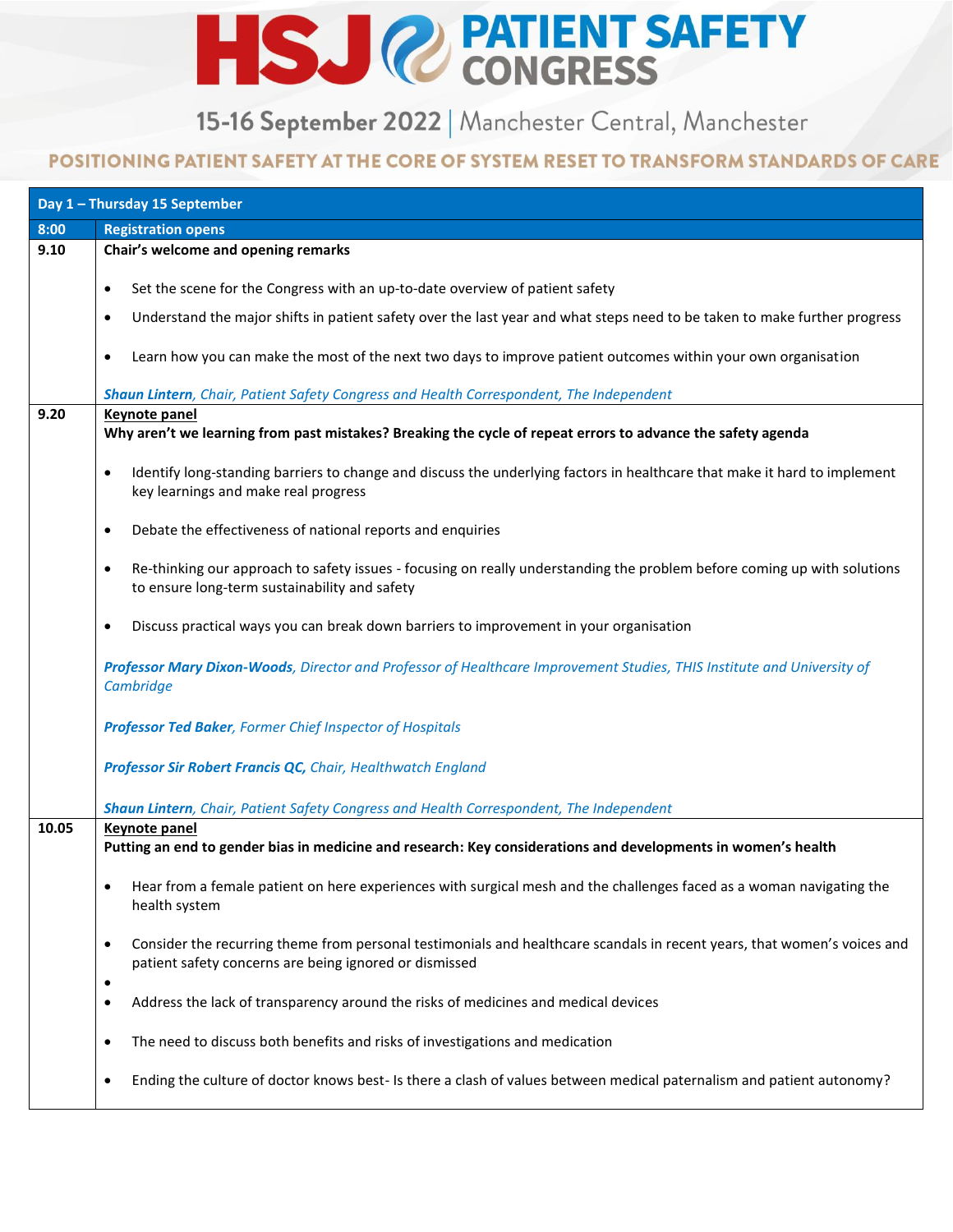# HSJ PATIENT SAFETY CONGRESS

15-16 September 2022 | Manchester Central, Manchester

POSITIONING PATIENT SAFETY AT THE CORE OF SYSTEM RESET TO TRANSFORM STANDARDS OF CARE

## Day 1 – Thursday 15 September

| | |
|---|---|
| **8:00** | **Registration opens** |
| **9.10** | **Chair's welcome and opening remarks**<br><br>• Set the scene for the Congress with an up-to-date overview of patient safety<br>• Understand the major shifts in patient safety over the last year and what steps need to be taken to make further progress<br>• Learn how you can make the most of the next two days to improve patient outcomes within your own organisation<br><br>***Shaun Lintern**, Chair, Patient Safety Congress and Health Correspondent, The Independent* |
| **9.20** | **Keynote panel**<br>**Why aren't we learning from past mistakes? Breaking the cycle of repeat errors to advance the safety agenda**<br><br>• Identify long-standing barriers to change and discuss the underlying factors in healthcare that make it hard to implement key learnings and make real progress<br>• Debate the effectiveness of national reports and enquiries<br>• Re-thinking our approach to safety issues - focusing on really understanding the problem before coming up with solutions to ensure long-term sustainability and safety<br>• Discuss practical ways you can break down barriers to improvement in your organisation<br><br>***Professor Mary Dixon-Woods**, Director and Professor of Healthcare Improvement Studies, THIS Institute and University of Cambridge*<br><br>***Professor Ted Baker**, Former Chief Inspector of Hospitals*<br><br>***Professor Sir Robert Francis QC,** Chair, Healthwatch England*<br><br>***Shaun Lintern**, Chair, Patient Safety Congress and Health Correspondent, The Independent* |
| **10.05** | **Keynote panel**<br>**Putting an end to gender bias in medicine and research: Key considerations and developments in women's health**<br><br>• Hear from a female patient on here experiences with surgical mesh and the challenges faced as a woman navigating the health system<br>• Consider the recurring theme from personal testimonials and healthcare scandals in recent years, that women's voices and patient safety concerns are being ignored or dismissed<br>•<br>• Address the lack of transparency around the risks of medicines and medical devices<br>• The need to discuss both benefits and risks of investigations and medication<br>• Ending the culture of doctor knows best- Is there a clash of values between medical paternalism and patient autonomy? |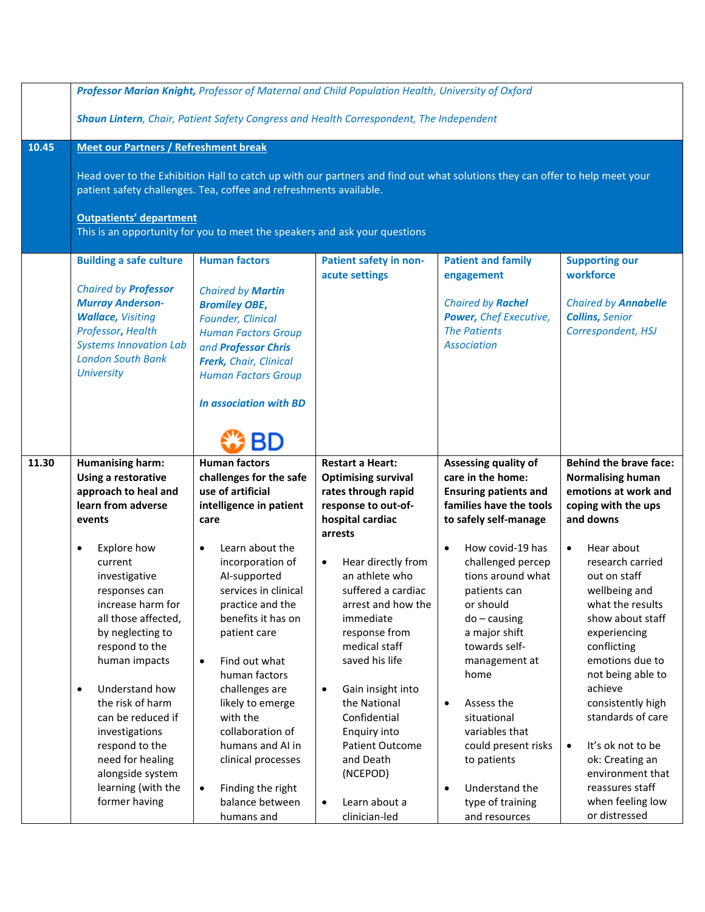| | |
|---|---|
| | ***Professor Marian Knight,*** *Professor of Maternal and Child Population Health, University of Oxford*<br><br>***Shaun Lintern****, Chair, Patient Safety Congress and Health Correspondent, The Independent* |
| **10.45** | **Meet our Partners / Refreshment break**<br><br>Head over to the Exhibition Hall to catch up with our partners and find out what solutions they can offer to help meet your patient safety challenges. Tea, coffee and refreshments available.<br><br>**Outpatients' department**<br>This is an opportunity for you to meet the speakers and ask your questions |

| | Building a safe culture | Human factors | Patient safety in non-acute settings | Patient and family engagement | Supporting our workforce |
|---|---|---|---|---|---|
| | *Chaired by* ***Professor Murray Anderson-Wallace,*** *Visiting* ***Professor****, Health Systems Innovation Lab London South Bank University* | *Chaired by* ***Martin Bromiley OBE,*** *Founder, Clinical Human Factors Group and* ***Professor Chris Frerk,*** *Chair, Clinical Human Factors Group*<br><br>***In association with BD*** | | *Chaired by* ***Rachel Power,*** *Chef Executive, The Patients Association* | *Chaired by* ***Annabelle Collins,*** *Senior Correspondent, HSJ* |
| **11.30** | **Humanising harm: Using a restorative approach to heal and learn from adverse events**<br><br>• Explore how current investigative responses can increase harm for all those affected, by neglecting to respond to the human impacts<br><br>• Understand how the risk of harm can be reduced if investigations respond to the need for healing alongside system learning (with the former having | **Human factors challenges for the safe use of artificial intelligence in patient care**<br><br>• Learn about the incorporation of AI-supported services in clinical practice and the benefits it has on patient care<br><br>• Find out what human factors challenges are likely to emerge with the collaboration of humans and AI in clinical processes<br><br>• Finding the right balance between humans and | **Restart a Heart: Optimising survival rates through rapid response to out-of-hospital cardiac arrests**<br><br>• Hear directly from an athlete who suffered a cardiac arrest and how the immediate response from medical staff saved his life<br><br>• Gain insight into the National Confidential Enquiry into Patient Outcome and Death (NCEPOD)<br><br>• Learn about a clinician-led | **Assessing quality of care in the home: Ensuring patients and families have the tools to safely self-manage**<br><br>• How covid-19 has challenged perceptions around what patients can or should do – causing a major shift towards self-management at home<br><br>• Assess the situational variables that could present risks to patients<br><br>• Understand the type of training and resources | **Behind the brave face: Normalising human emotions at work and coping with the ups and downs**<br><br>• Hear about research carried out on staff wellbeing and what the results show about staff experiencing conflicting emotions due to not being able to achieve consistently high standards of care<br><br>• It's ok not to be ok: Creating an environment that reassures staff when feeling low or distressed |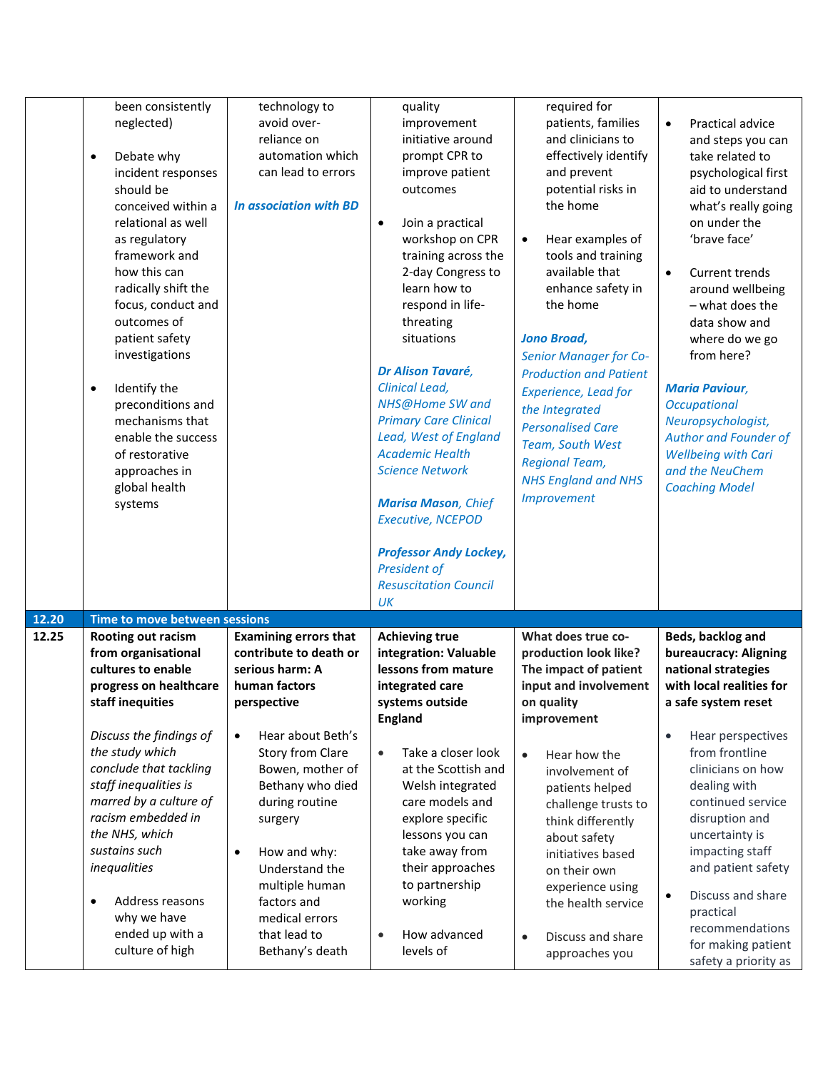| | | | | | |
|---|---|---|---|---|---|
| | been consistently neglected)<br><br>• Debate why incident responses should be conceived within a relational as well as regulatory framework and how this can radically shift the focus, conduct and outcomes of patient safety investigations<br><br>• Identify the preconditions and mechanisms that enable the success of restorative approaches in global health systems | technology to avoid over-reliance on automation which can lead to errors<br><br>***In association with BD*** | quality improvement initiative around prompt CPR to improve patient outcomes<br><br>• Join a practical workshop on CPR training across the 2-day Congress to learn how to respond in life-threating situations<br><br>***Dr Alison Tavaré****, Clinical Lead, NHS@Home SW and Primary Care Clinical Lead, West of England Academic Health Science Network*<br><br>***Marisa Mason****, Chief Executive, NCEPOD*<br><br>***Professor Andy Lockey,*** *President of Resuscitation Council UK* | required for patients, families and clinicians to effectively identify and prevent potential risks in the home<br><br>• Hear examples of tools and training available that enhance safety in the home<br><br>***Jono Broad,*** *Senior Manager for Co-Production and Patient Experience, Lead for the Integrated Personalised Care Team, South West Regional Team, NHS England and NHS Improvement* | • Practical advice and steps you can take related to psychological first aid to understand what's really going on under the 'brave face'<br><br>• Current trends around wellbeing – what does the data show and where do we go from here?<br><br>***Maria Paviour****, Occupational Neuropsychologist, Author and Founder of Wellbeing with Cari and the NeuChem Coaching Model* |
| **12.20** | **Time to move between sessions** | | | | |
| **12.25** | **Rooting out racism from organisational cultures to enable progress on healthcare staff inequities**<br><br>*Discuss the findings of the study which conclude that tackling staff inequalities is marred by a culture of racism embedded in the NHS, which sustains such inequalities*<br><br>• Address reasons why we have ended up with a culture of high | **Examining errors that contribute to death or serious harm: A human factors perspective**<br><br>• Hear about Beth's Story from Clare Bowen, mother of Bethany who died during routine surgery<br><br>• How and why: Understand the multiple human factors and medical errors that lead to Bethany's death | **Achieving true integration: Valuable lessons from mature integrated care systems outside England**<br><br>• Take a closer look at the Scottish and Welsh integrated care models and explore specific lessons you can take away from their approaches to partnership working<br><br>• How advanced levels of | **What does true co-production look like? The impact of patient input and involvement on quality improvement**<br><br>• Hear how the involvement of patients helped challenge trusts to think differently about safety initiatives based on their own experience using the health service<br><br>• Discuss and share approaches you | **Beds, backlog and bureaucracy: Aligning national strategies with local realities for a safe system reset**<br><br>• Hear perspectives from frontline clinicians on how dealing with continued service disruption and uncertainty is impacting staff and patient safety<br><br>• Discuss and share practical recommendations for making patient safety a priority as |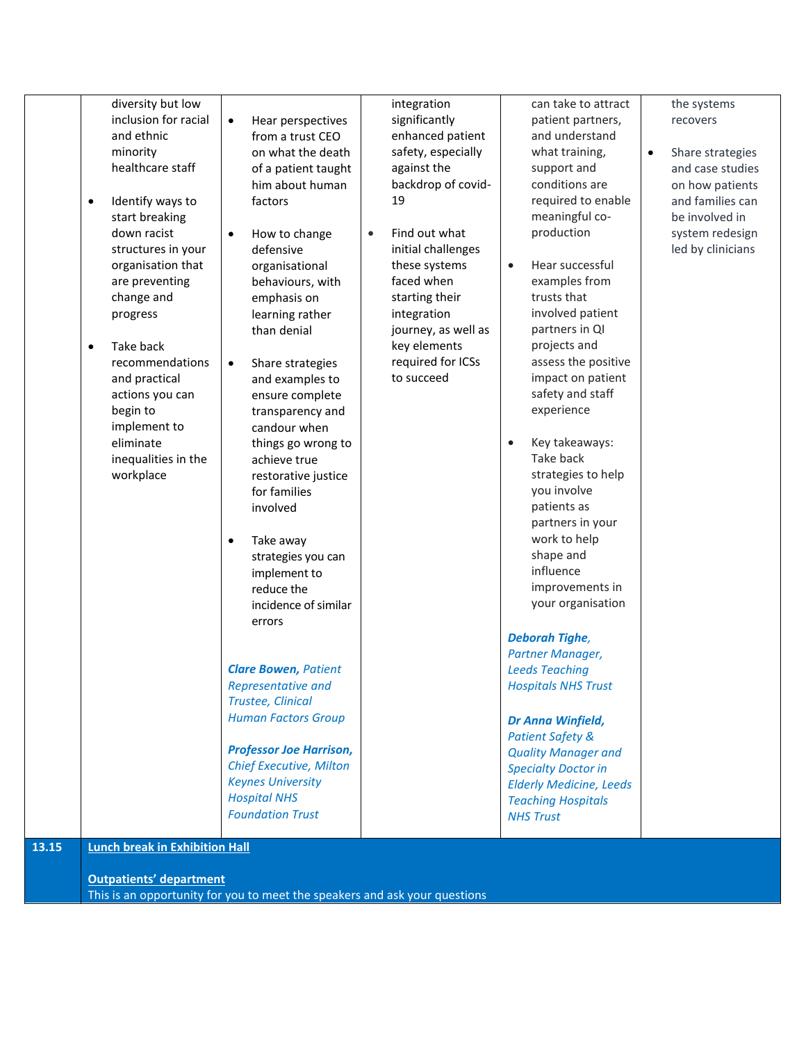| | | | | | |
|---|---|---|---|---|---|
| | diversity but low inclusion for racial and ethnic minority healthcare staff<br><br>• Identify ways to start breaking down racist structures in your organisation that are preventing change and progress<br><br>• Take back recommendations and practical actions you can begin to implement to eliminate inequalities in the workplace | • Hear perspectives from a trust CEO on what the death of a patient taught him about human factors<br><br>• How to change defensive organisational behaviours, with emphasis on learning rather than denial<br><br>• Share strategies and examples to ensure complete transparency and candour when things go wrong to achieve true restorative justice for families involved<br><br>• Take away strategies you can implement to reduce the incidence of similar errors<br><br>***Clare Bowen,*** *Patient Representative and Trustee, Clinical Human Factors Group*<br><br>***Professor Joe Harrison,*** *Chief Executive, Milton Keynes University Hospital NHS Foundation Trust* | integration significantly enhanced patient safety, especially against the backdrop of covid-19<br><br>• Find out what initial challenges these systems faced when starting their integration journey, as well as key elements required for ICSs to succeed | can take to attract patient partners, and understand what training, support and conditions are required to enable meaningful co-production<br><br>• Hear successful examples from trusts that involved patient partners in QI projects and assess the positive impact on patient safety and staff experience<br><br>• Key takeaways: Take back strategies to help you involve patients as partners in your work to help shape and influence improvements in your organisation<br><br>***Deborah Tighe,*** *Partner Manager, Leeds Teaching Hospitals NHS Trust*<br><br>***Dr Anna Winfield,*** *Patient Safety & Quality Manager and Specialty Doctor in Elderly Medicine, Leeds Teaching Hospitals NHS Trust* | the systems recovers<br><br>• Share strategies and case studies on how patients and families can be involved in system redesign led by clinicians |
| **13.15** | **Lunch break in Exhibition Hall**<br><br>**Outpatients' department**<br>This is an opportunity for you to meet the speakers and ask your questions | | | | |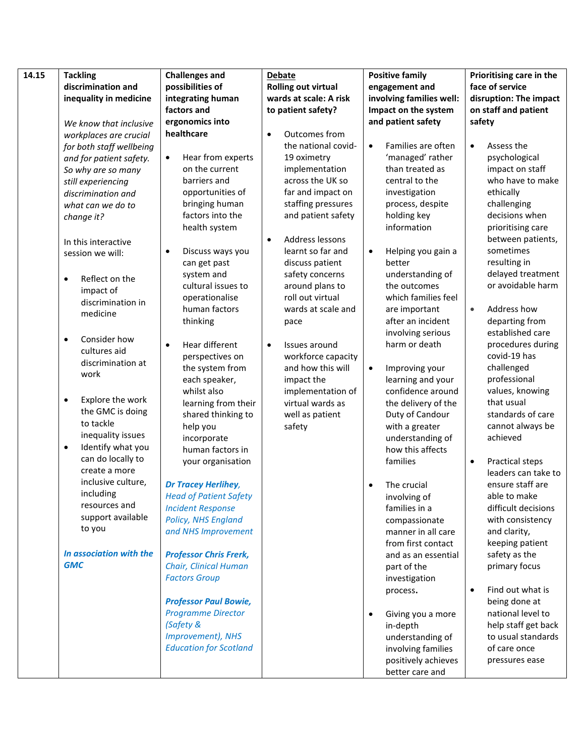| 14.15 | **Tackling discrimination and inequality in medicine**<br><br>*We know that inclusive workplaces are crucial for both staff wellbeing and for patient safety. So why are so many still experiencing discrimination and what can we do to change it?*<br><br>In this interactive session we will:<br><br>• Reflect on the impact of discrimination in medicine<br><br>• Consider how cultures aid discrimination at work<br><br>• Explore the work the GMC is doing to tackle inequality issues<br>• Identify what you can do locally to create a more inclusive culture, including resources and support available to you<br><br>***In association with the GMC*** | **Challenges and possibilities of integrating human factors and ergonomics into healthcare**<br><br>• Hear from experts on the current barriers and opportunities of bringing human factors into the health system<br><br>• Discuss ways you can get past system and cultural issues to operationalise human factors thinking<br><br>• Hear different perspectives on the system from each speaker, whilst also learning from their shared thinking to help you incorporate human factors in your organisation<br><br>***Dr Tracey Herlihey****, Head of Patient Safety Incident Response Policy, NHS England and NHS Improvement*<br><br>***Professor Chris Frerk****, Chair, Clinical Human Factors Group*<br><br>***Professor Paul Bowie****, Programme Director (Safety & Improvement), NHS Education for Scotland* | **Debate**<br>**Rolling out virtual wards at scale: A risk to patient safety?**<br><br>• Outcomes from the national covid-19 oximetry implementation across the UK so far and impact on staffing pressures and patient safety<br><br>• Address lessons learnt so far and discuss patient safety concerns around plans to roll out virtual wards at scale and pace<br><br>• Issues around workforce capacity and how this will impact the implementation of virtual wards as well as patient safety | **Positive family engagement and involving families well: Impact on the system and patient safety**<br><br>• Families are often 'managed' rather than treated as central to the investigation process, despite holding key information<br><br>• Helping you gain a better understanding of the outcomes which families feel are important after an incident involving serious harm or death<br><br>• Improving your learning and your confidence around the delivery of the Duty of Candour with a greater understanding of how this affects families<br><br>• The crucial involving of families in a compassionate manner in all care from first contact and as an essential part of the investigation process.<br><br>• Giving you a more in-depth understanding of involving families positively achieves better care and | **Prioritising care in the face of service disruption: The impact on staff and patient safety**<br><br>• Assess the psychological impact on staff who have to make ethically challenging decisions when prioritising care between patients, sometimes resulting in delayed treatment or avoidable harm<br><br>• Address how departing from established care procedures during covid-19 has challenged professional values, knowing that usual standards of care cannot always be achieved<br><br>• Practical steps leaders can take to ensure staff are able to make difficult decisions with consistency and clarity, keeping patient safety as the primary focus<br><br>• Find out what is being done at national level to help staff get back to usual standards of care once pressures ease |
|---|---|---|---|---|---|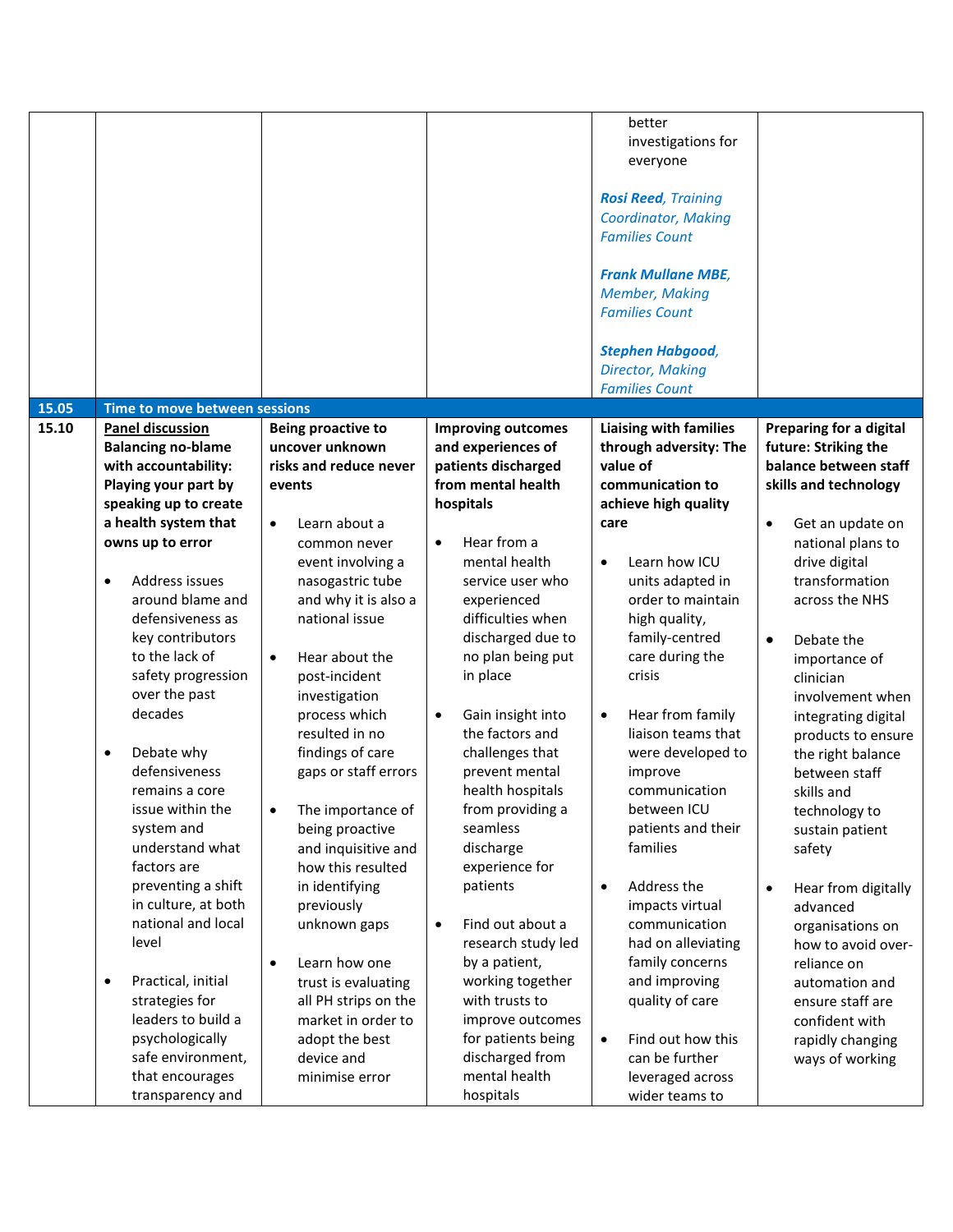| | | | | | |
|---|---|---|---|---|---|
| | | | | better investigations for everyone<br><br>***Rosi Reed**, Training Coordinator, Making Families Count*<br><br>***Frank Mullane MBE**, Member, Making Families Count*<br><br>***Stephen Habgood**, Director, Making Families Count* | |
| **15.05** | **Time to move between sessions** | | | | |
| **15.10** | **<u>Panel discussion</u>**<br>**Balancing no-blame with accountability: Playing your part by speaking up to create a health system that owns up to error**<br><br>• Address issues around blame and defensiveness as key contributors to the lack of safety progression over the past decades<br><br>• Debate why defensiveness remains a core issue within the system and understand what factors are preventing a shift in culture, at both national and local level<br><br>• Practical, initial strategies for leaders to build a psychologically safe environment, that encourages transparency and | **Being proactive to uncover unknown risks and reduce never events**<br><br>• Learn about a common never event involving a nasogastric tube and why it is also a national issue<br><br>• Hear about the post-incident investigation process which resulted in no findings of care gaps or staff errors<br><br>• The importance of being proactive and inquisitive and how this resulted in identifying previously unknown gaps<br><br>• Learn how one trust is evaluating all PH strips on the market in order to adopt the best device and minimise error | **Improving outcomes and experiences of patients discharged from mental health hospitals**<br><br>• Hear from a mental health service user who experienced difficulties when discharged due to no plan being put in place<br><br>• Gain insight into the factors and challenges that prevent mental health hospitals from providing a seamless discharge experience for patients<br><br>• Find out about a research study led by a patient, working together with trusts to improve outcomes for patients being discharged from mental health hospitals | **Liaising with families through adversity: The value of communication to achieve high quality care**<br><br>• Learn how ICU units adapted in order to maintain high quality, family-centred care during the crisis<br><br>• Hear from family liaison teams that were developed to improve communication between ICU patients and their families<br><br>• Address the impacts virtual communication had on alleviating family concerns and improving quality of care<br><br>• Find out how this can be further leveraged across wider teams to | **Preparing for a digital future: Striking the balance between staff skills and technology**<br><br>• Get an update on national plans to drive digital transformation across the NHS<br><br>• Debate the importance of clinician involvement when integrating digital products to ensure the right balance between staff skills and technology to sustain patient safety<br><br>• Hear from digitally advanced organisations on how to avoid over-reliance on automation and ensure staff are confident with rapidly changing ways of working |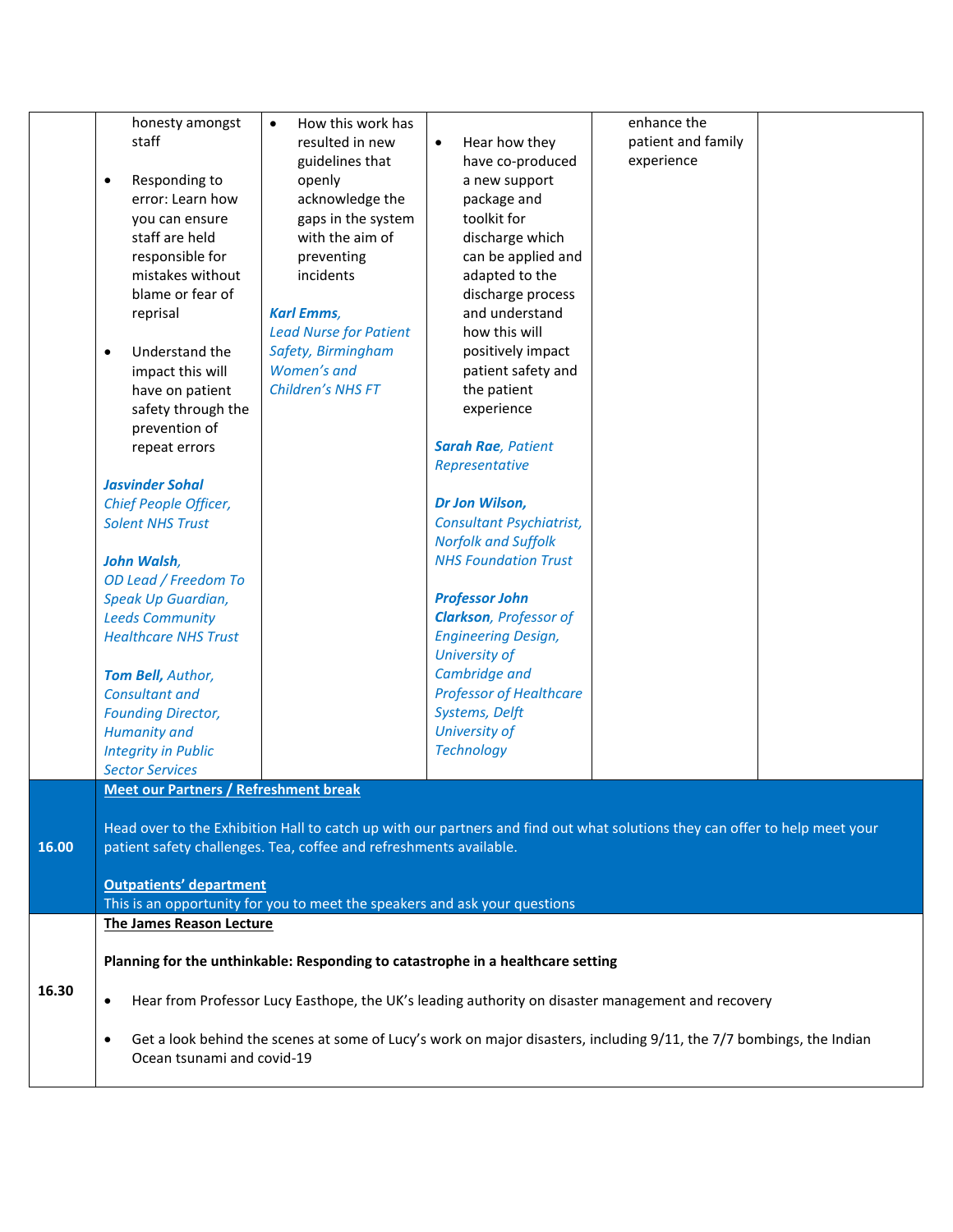| | | | | | |
|---|---|---|---|---|---|
| | honesty amongst staff<br><br>• Responding to error: Learn how you can ensure staff are held responsible for mistakes without blame or fear of reprisal<br><br>• Understand the impact this will have on patient safety through the prevention of repeat errors<br><br>***Jasvinder Sohal*** *Chief People Officer, Solent NHS Trust*<br><br>***John Walsh,*** *OD Lead / Freedom To Speak Up Guardian, Leeds Community Healthcare NHS Trust*<br><br>***Tom Bell,*** *Author, Consultant and Founding Director, Humanity and Integrity in Public Sector Services* | • How this work has resulted in new guidelines that openly acknowledge the gaps in the system with the aim of preventing incidents<br><br>***Karl Emms,*** *Lead Nurse for Patient Safety, Birmingham Women's and Children's NHS FT* | • Hear how they have co-produced a new support package and toolkit for discharge which can be applied and adapted to the discharge process and understand how this will positively impact patient safety and the patient experience<br><br>***Sarah Rae****, Patient Representative*<br><br>***Dr Jon Wilson,*** *Consultant Psychiatrist, Norfolk and Suffolk NHS Foundation Trust*<br><br>***Professor John Clarkson****, Professor of Engineering Design, University of Cambridge and Professor of Healthcare Systems, Delft University of Technology* | enhance the patient and family experience | |
| **16.00** | **Meet our Partners / Refreshment break**<br><br>Head over to the Exhibition Hall to catch up with our partners and find out what solutions they can offer to help meet your patient safety challenges. Tea, coffee and refreshments available.<br><br>**Outpatients' department**<br>This is an opportunity for you to meet the speakers and ask your questions | | | | |
| **16.30** | **The James Reason Lecture**<br><br>**Planning for the unthinkable: Responding to catastrophe in a healthcare setting**<br><br>• Hear from Professor Lucy Easthope, the UK's leading authority on disaster management and recovery<br><br>• Get a look behind the scenes at some of Lucy's work on major disasters, including 9/11, the 7/7 bombings, the Indian Ocean tsunami and covid-19 | | | | |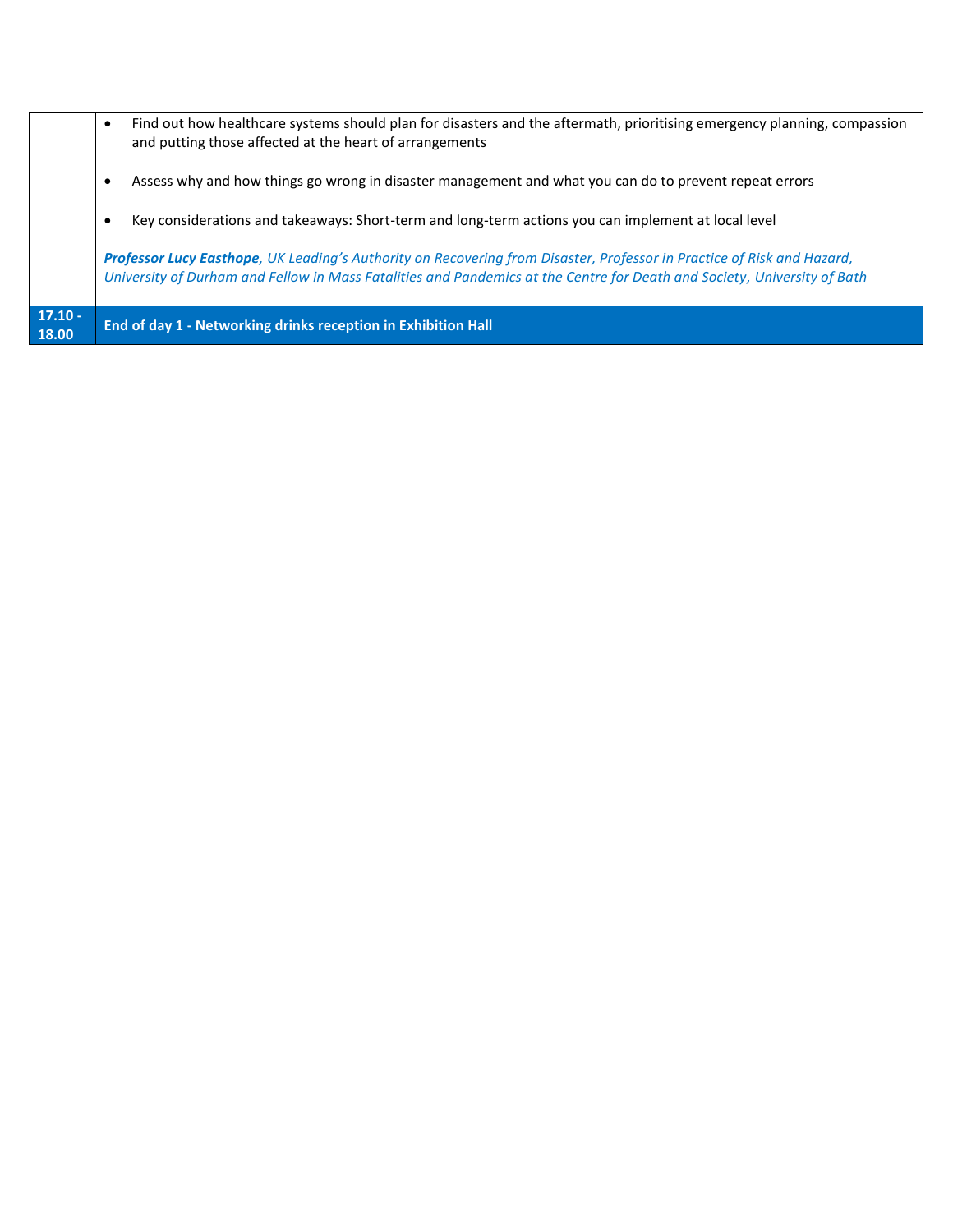| | |
|---|---|
| | • Find out how healthcare systems should plan for disasters and the aftermath, prioritising emergency planning, compassion and putting those affected at the heart of arrangements<br><br>• Assess why and how things go wrong in disaster management and what you can do to prevent repeat errors<br><br>• Key considerations and takeaways: Short-term and long-term actions you can implement at local level<br><br>***Professor Lucy Easthope****, UK Leading's Authority on Recovering from Disaster, Professor in Practice of Risk and Hazard, University of Durham and Fellow in Mass Fatalities and Pandemics at the Centre for Death and Society, University of Bath* |
| **17.10 - 18.00** | **End of day 1 - Networking drinks reception in Exhibition Hall** |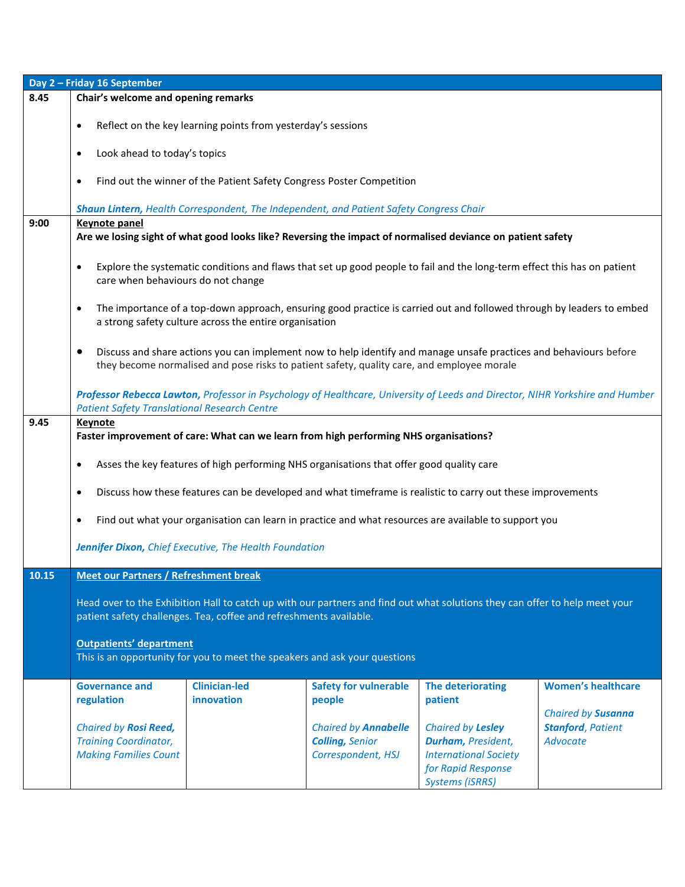## Day 2 – Friday 16 September

| Time | Session |
|---|---|
| 8.45 | **Chair's welcome and opening remarks**<br><br>• Reflect on the key learning points from yesterday's sessions<br>• Look ahead to today's topics<br>• Find out the winner of the Patient Safety Congress Poster Competition<br><br>***Shaun Lintern,*** *Health Correspondent, The Independent, and Patient Safety Congress Chair* |
| 9:00 | **Keynote panel**<br>**Are we losing sight of what good looks like? Reversing the impact of normalised deviance on patient safety**<br><br>• Explore the systematic conditions and flaws that set up good people to fail and the long-term effect this has on patient care when behaviours do not change<br>• The importance of a top-down approach, ensuring good practice is carried out and followed through by leaders to embed a strong safety culture across the entire organisation<br>• Discuss and share actions you can implement now to help identify and manage unsafe practices and behaviours before they become normalised and pose risks to patient safety, quality care, and employee morale<br><br>***Professor Rebecca Lawton,*** *Professor in Psychology of Healthcare, University of Leeds and Director, NIHR Yorkshire and Humber Patient Safety Translational Research Centre* |
| 9.45 | **Keynote**<br>**Faster improvement of care: What can we learn from high performing NHS organisations?**<br><br>• Asses the key features of high performing NHS organisations that offer good quality care<br>• Discuss how these features can be developed and what timeframe is realistic to carry out these improvements<br>• Find out what your organisation can learn in practice and what resources are available to support you<br><br>***Jennifer Dixon,*** *Chief Executive, The Health Foundation* |
| 10.15 | **Meet our Partners / Refreshment break**<br><br>Head over to the Exhibition Hall to catch up with our partners and find out what solutions they can offer to help meet your patient safety challenges. Tea, coffee and refreshments available.<br><br>**Outpatients' department**<br>This is an opportunity for you to meet the speakers and ask your questions |

| | Governance and regulation | Clinician-led innovation | Safety for vulnerable people | The deteriorating patient | Women's healthcare |
|---|---|---|---|---|---|
| | *Chaired by* ***Rosi Reed,*** *Training Coordinator, Making Families Count* | | *Chaired by* ***Annabelle Colling,*** *Senior Correspondent, HSJ* | *Chaired by* ***Lesley Durham,*** *President, International Society for Rapid Response Systems (iSRRS)* | *Chaired by* ***Susanna Stanford****, Patient Advocate* |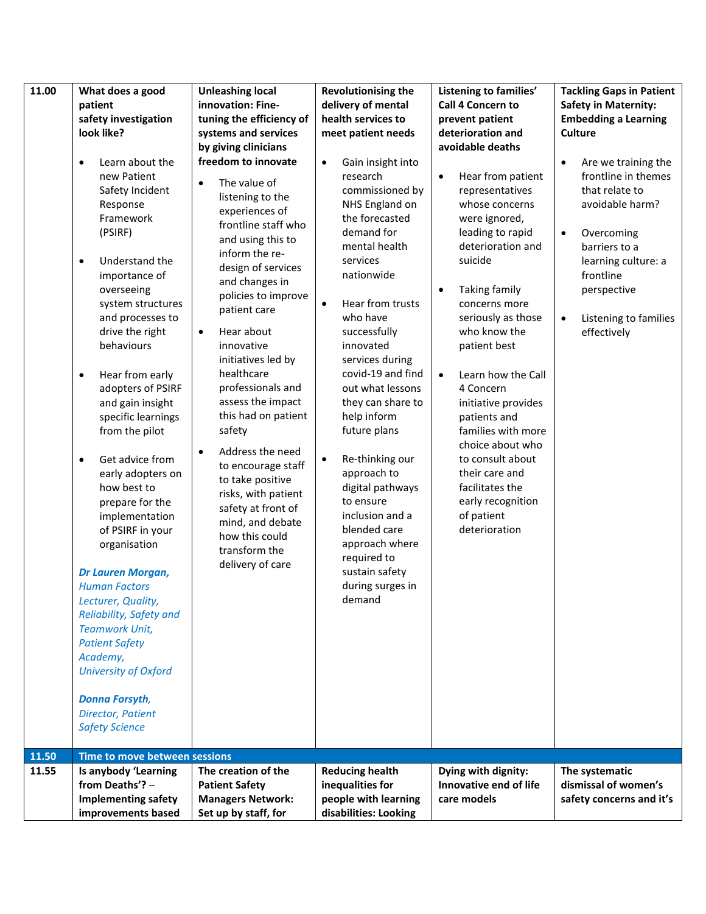| 11.00 | **What does a good patient safety investigation look like?**<br><br>• Learn about the new Patient Safety Incident Response Framework (PSIRF)<br><br>• Understand the importance of overseeing system structures and processes to drive the right behaviours<br><br>• Hear from early adopters of PSIRF and gain insight specific learnings from the pilot<br><br>• Get advice from early adopters on how best to prepare for the implementation of PSIRF in your organisation<br><br>***Dr Lauren Morgan,*** *Human Factors Lecturer, Quality, Reliability, Safety and Teamwork Unit, Patient Safety Academy, University of Oxford*<br><br>***Donna Forsyth,*** *Director, Patient Safety Science* | **Unleashing local innovation: Fine-tuning the efficiency of systems and services by giving clinicians freedom to innovate**<br><br>• The value of listening to the experiences of frontline staff who and using this to inform the re-design of services and changes in policies to improve patient care<br><br>• Hear about innovative initiatives led by healthcare professionals and assess the impact this had on patient safety<br><br>• Address the need to encourage staff to take positive risks, with patient safety at front of mind, and debate how this could transform the delivery of care | **Revolutionising the delivery of mental health services to meet patient needs**<br><br>• Gain insight into research commissioned by NHS England on the forecasted demand for mental health services nationwide<br><br>• Hear from trusts who have successfully innovated services during covid-19 and find out what lessons they can share to help inform future plans<br><br>• Re-thinking our approach to digital pathways to ensure inclusion and a blended care approach where required to sustain safety during surges in demand | **Listening to families' Call 4 Concern to prevent patient deterioration and avoidable deaths**<br><br>• Hear from patient representatives whose concerns were ignored, leading to rapid deterioration and suicide<br><br>• Taking family concerns more seriously as those who know the patient best<br><br>• Learn how the Call 4 Concern initiative provides patients and families with more choice about who to consult about their care and facilitates the early recognition of patient deterioration | **Tackling Gaps in Patient Safety in Maternity: Embedding a Learning Culture**<br><br>• Are we training the frontline in themes that relate to avoidable harm?<br><br>• Overcoming barriers to a learning culture: a frontline perspective<br><br>• Listening to families effectively |
|---|---|---|---|---|---|
| **11.50** | **Time to move between sessions** | | | | |
| 11.55 | **Is anybody 'Learning from Deaths'? – Implementing safety improvements based** | **The creation of the Patient Safety Managers Network: Set up by staff, for** | **Reducing health inequalities for people with learning disabilities: Looking** | **Dying with dignity: Innovative end of life care models** | **The systematic dismissal of women's safety concerns and it's** |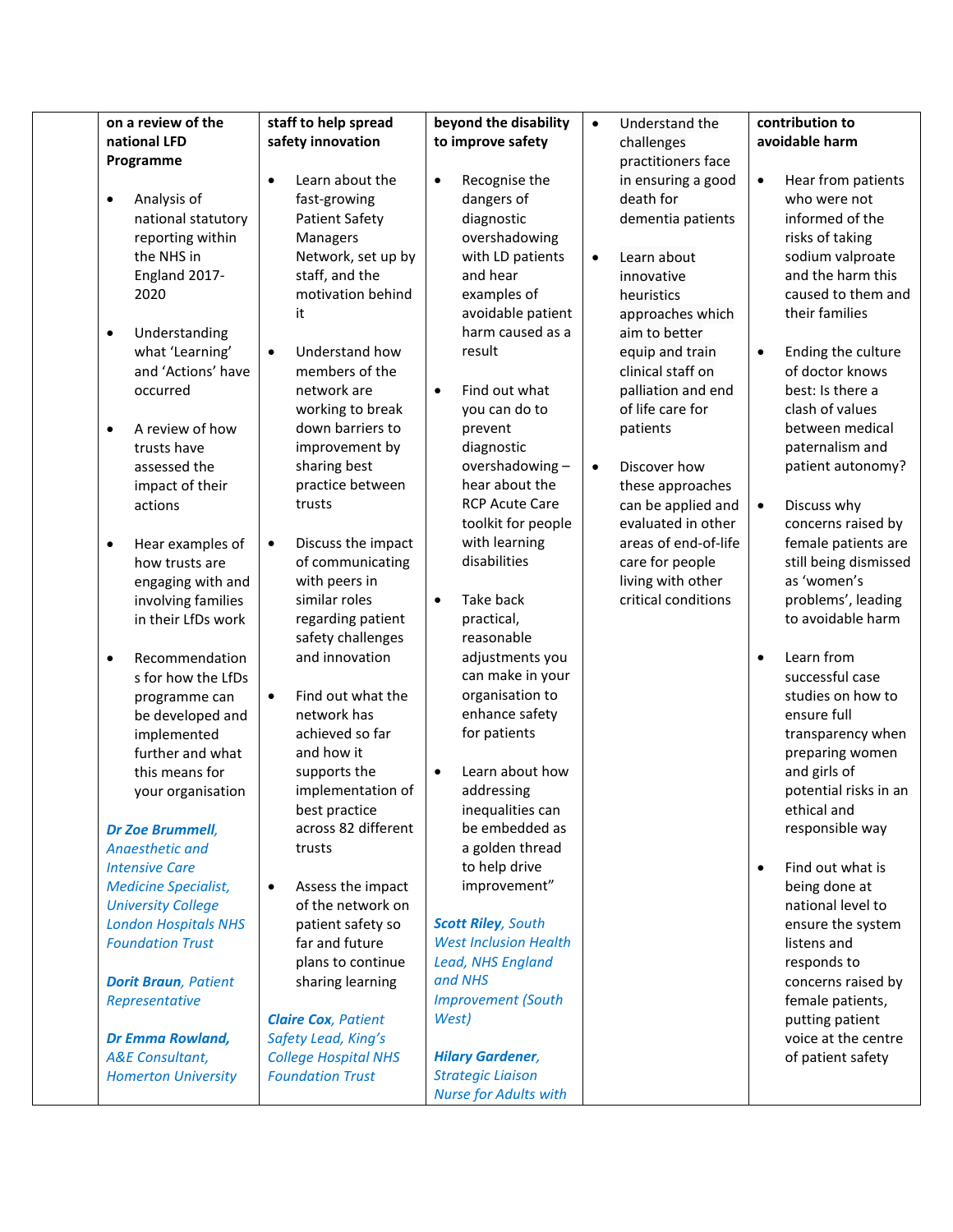| | on a review of the national LFD Programme<br><br>• Analysis of national statutory reporting within the NHS in England 2017-2020<br><br>• Understanding what 'Learning' and 'Actions' have occurred<br><br>• A review of how trusts have assessed the impact of their actions<br><br>• Hear examples of how trusts are engaging with and involving families in their LfDs work<br><br>• Recommendations for how the LfDs programme can be developed and implemented further and what this means for your organisation<br><br>***Dr Zoe Brummell****, Anaesthetic and Intensive Care Medicine Specialist, University College London Hospitals NHS Foundation Trust*<br><br>***Dorit Braun****, Patient Representative*<br><br>***Dr Emma Rowland,*** *A&E Consultant, Homerton University* | staff to help spread safety innovation<br><br>• Learn about the fast-growing Patient Safety Managers Network, set up by staff, and the motivation behind it<br><br>• Understand how members of the network are working to break down barriers to improvement by sharing best practice between trusts<br><br>• Discuss the impact of communicating with peers in similar roles regarding patient safety challenges and innovation<br><br>• Find out what the network has achieved so far and how it supports the implementation of best practice across 82 different trusts<br><br>• Assess the impact of the network on patient safety so far and future plans to continue sharing learning<br><br>***Claire Cox****, Patient Safety Lead, King's College Hospital NHS Foundation Trust* | beyond the disability to improve safety<br><br>• Recognise the dangers of diagnostic overshadowing with LD patients and hear examples of avoidable patient harm caused as a result<br><br>• Find out what you can do to prevent diagnostic overshadowing – hear about the RCP Acute Care toolkit for people with learning disabilities<br><br>• Take back practical, reasonable adjustments you can make in your organisation to enhance safety for patients<br><br>• Learn about how addressing inequalities can be embedded as a golden thread to help drive improvement"<br><br>***Scott Riley****, South West Inclusion Health Lead, NHS England and NHS Improvement (South West)*<br><br>***Hilary Gardener****, Strategic Liaison Nurse for Adults with* | • Understand the challenges practitioners face in ensuring a good death for dementia patients<br><br>• Learn about innovative heuristics approaches which aim to better equip and train clinical staff on palliation and end of life care for patients<br><br>• Discover how these approaches can be applied and evaluated in other areas of end-of-life care for people living with other critical conditions | contribution to avoidable harm<br><br>• Hear from patients who were not informed of the risks of taking sodium valproate and the harm this caused to them and their families<br><br>• Ending the culture of doctor knows best: Is there a clash of values between medical paternalism and patient autonomy?<br><br>• Discuss why concerns raised by female patients are still being dismissed as 'women's problems', leading to avoidable harm<br><br>• Learn from successful case studies on how to ensure full transparency when preparing women and girls of potential risks in an ethical and responsible way<br><br>• Find out what is being done at national level to ensure the system listens and responds to concerns raised by female patients, putting patient voice at the centre of patient safety |
|---|---|---|---|---|---|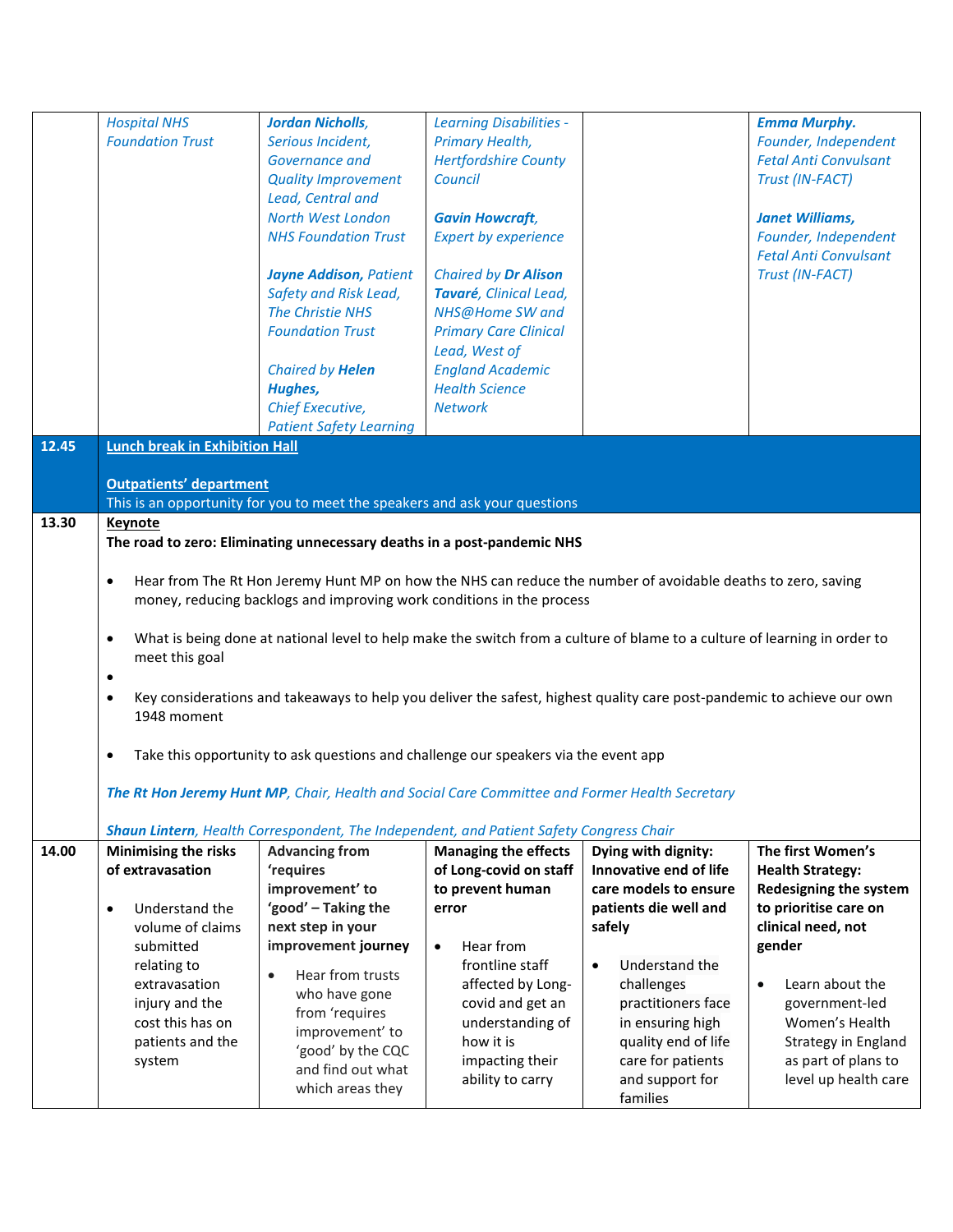| | | | | | |
|---|---|---|---|---|---|
| | *Hospital NHS Foundation Trust* | ***Jordan Nicholls***, *Serious Incident, Governance and Quality Improvement Lead, Central and North West London NHS Foundation Trust*<br><br>***Jayne Addison***, *Patient Safety and Risk Lead, The Christie NHS Foundation Trust*<br><br>*Chaired by* ***Helen Hughes,*** *Chief Executive, Patient Safety Learning* | *Learning Disabilities - Primary Health, Hertfordshire County Council*<br><br>***Gavin Howcraft***, *Expert by experience*<br><br>*Chaired by* ***Dr Alison Tavaré***, *Clinical Lead, NHS@Home SW and Primary Care Clinical Lead, West of England Academic Health Science Network* | | ***Emma Murphy.*** *Founder, Independent Fetal Anti Convulsant Trust (IN-FACT)*<br><br>***Janet Williams,*** *Founder, Independent Fetal Anti Convulsant Trust (IN-FACT)* |
| **12.45** | **Lunch break in Exhibition Hall**<br><br>**Outpatients' department**<br>This is an opportunity for you to meet the speakers and ask your questions | | | | |
| **13.30** | **Keynote**<br>**The road to zero: Eliminating unnecessary deaths in a post-pandemic NHS**<br><br>• Hear from The Rt Hon Jeremy Hunt MP on how the NHS can reduce the number of avoidable deaths to zero, saving money, reducing backlogs and improving work conditions in the process<br>• What is being done at national level to help make the switch from a culture of blame to a culture of learning in order to meet this goal<br>•<br>• Key considerations and takeaways to help you deliver the safest, highest quality care post-pandemic to achieve our own 1948 moment<br>• Take this opportunity to ask questions and challenge our speakers via the event app<br><br>***The Rt Hon Jeremy Hunt MP****, Chair, Health and Social Care Committee and Former Health Secretary*<br><br>***Shaun Lintern****, Health Correspondent, The Independent, and Patient Safety Congress Chair* | | | | |
| **14.00** | **Minimising the risks of extravasation**<br><br>• Understand the volume of claims submitted relating to extravasation injury and the cost this has on patients and the system | **Advancing from 'requires improvement' to 'good' – Taking the next step in your improvement journey**<br><br>• Hear from trusts who have gone from 'requires improvement' to 'good' by the CQC and find out what which areas they | **Managing the effects of Long-covid on staff to prevent human error**<br><br>• Hear from frontline staff affected by Long-covid and get an understanding of how it is impacting their ability to carry | **Dying with dignity: Innovative end of life care models to ensure patients die well and safely**<br><br>• Understand the challenges practitioners face in ensuring high quality end of life care for patients and support for families | **The first Women's Health Strategy: Redesigning the system to prioritise care on clinical need, not gender**<br><br>• Learn about the government-led Women's Health Strategy in England as part of plans to level up health care |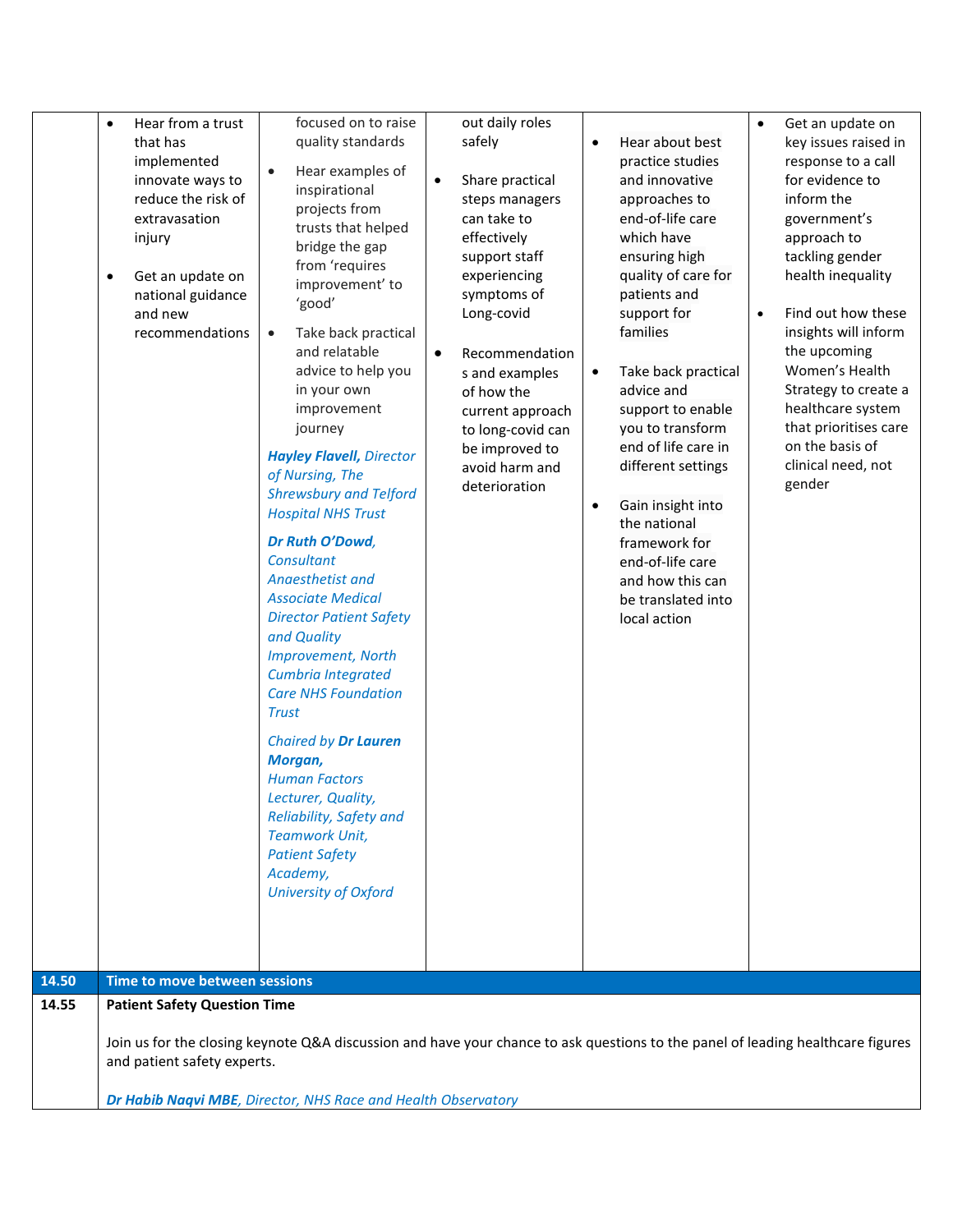| | | | | | |
|---|---|---|---|---|---|
| | • Hear from a trust that has implemented innovate ways to reduce the risk of extravasation injury<br><br>• Get an update on national guidance and new recommendations | focused on to raise quality standards<br><br>• Hear examples of inspirational projects from trusts that helped bridge the gap from 'requires improvement' to 'good'<br><br>• Take back practical and relatable advice to help you in your own improvement journey<br><br>***Hayley Flavell**, Director of Nursing, The Shrewsbury and Telford Hospital NHS Trust*<br><br>***Dr Ruth O'Dowd**, Consultant Anaesthetist and Associate Medical Director Patient Safety and Quality Improvement, North Cumbria Integrated Care NHS Foundation Trust*<br><br>*Chaired by **Dr Lauren Morgan,** Human Factors Lecturer, Quality, Reliability, Safety and Teamwork Unit, Patient Safety Academy, University of Oxford* | out daily roles safely<br><br>• Share practical steps managers can take to effectively support staff experiencing symptoms of Long-covid<br><br>• Recommendations and examples of how the current approach to long-covid can be improved to avoid harm and deterioration | • Hear about best practice studies and innovative approaches to end-of-life care which have ensuring high quality of care for patients and support for families<br><br>• Take back practical advice and support to enable you to transform end of life care in different settings<br><br>• Gain insight into the national framework for end-of-life care and how this can be translated into local action | • Get an update on key issues raised in response to a call for evidence to inform the government's approach to tackling gender health inequality<br><br>• Find out how these insights will inform the upcoming Women's Health Strategy to create a healthcare system that prioritises care on the basis of clinical need, not gender |
| **14.50** | **Time to move between sessions** | | | | |
| **14.55** | **Patient Safety Question Time**<br><br>Join us for the closing keynote Q&A discussion and have your chance to ask questions to the panel of leading healthcare figures and patient safety experts.<br><br>***Dr Habib Naqvi MBE**, Director, NHS Race and Health Observatory* | | | | |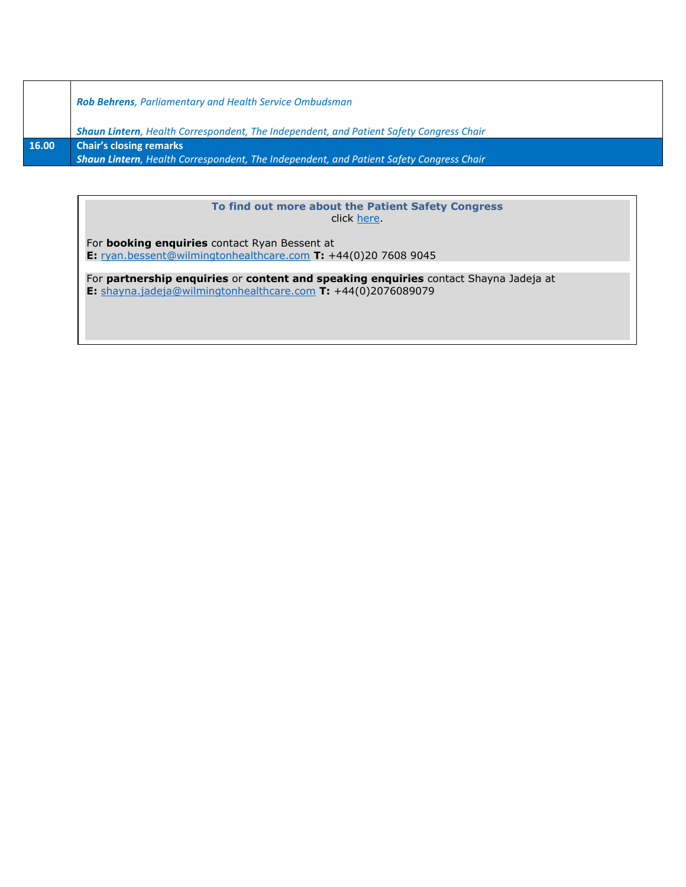| | |
|---|---|
| | ***Rob Behrens**, Parliamentary and Health Service Ombudsman*<br><br>***Shaun Lintern**, Health Correspondent, The Independent, and Patient Safety Congress Chair* |
| **16.00** | **Chair's closing remarks**<br>***Shaun Lintern**, Health Correspondent, The Independent, and Patient Safety Congress Chair* |

**To find out more about the Patient Safety Congress**
click here.

For **booking enquiries** contact Ryan Bessent at
**E:** ryan.bessent@wilmingtonhealthcare.com **T:** +44(0)20 7608 9045

For **partnership enquiries** or **content and speaking enquiries** contact Shayna Jadeja at
**E:** shayna.jadeja@wilmingtonhealthcare.com **T:** +44(0)2076089079